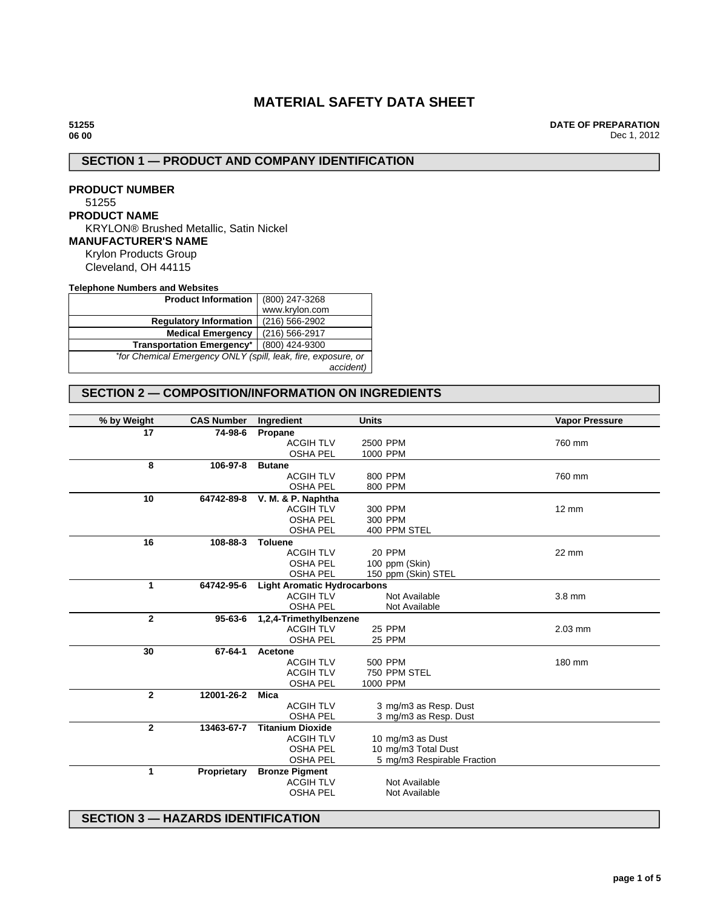# MATERIAL SAFETY DATA SHEET

**51255**
**06 00**

**DATE OF PREPARATION**
Dec 1, 2012

## SECTION 1 — PRODUCT AND COMPANY IDENTIFICATION

**PRODUCT NUMBER**
51255

**PRODUCT NAME**
KRYLON® Brushed Metallic, Satin Nickel

**MANUFACTURER'S NAME**
Krylon Products Group
Cleveland, OH 44115

**Telephone Numbers and Websites**

| | |
|---|---|
| **Product Information** | (800) 247-3268<br>www.krylon.com |
| **Regulatory Information** | (216) 566-2902 |
| **Medical Emergency** | (216) 566-2917 |
| **Transportation Emergency*** | (800) 424-9300 |
| *\*for Chemical Emergency ONLY (spill, leak, fire, exposure, or accident)* | |

## SECTION 2 — COMPOSITION/INFORMATION ON INGREDIENTS

| % by Weight | CAS Number | Ingredient | Units | Vapor Pressure |
|---|---|---|---|---|
| **17** | **74-98-6** | **Propane** | | |
| | | ACGIH TLV | 2500 PPM | 760 mm |
| | | OSHA PEL | 1000 PPM | |
| **8** | **106-97-8** | **Butane** | | |
| | | ACGIH TLV | 800 PPM | 760 mm |
| | | OSHA PEL | 800 PPM | |
| **10** | **64742-89-8** | **V. M. & P. Naphtha** | | |
| | | ACGIH TLV | 300 PPM | 12 mm |
| | | OSHA PEL | 300 PPM | |
| | | OSHA PEL | 400 PPM STEL | |
| **16** | **108-88-3** | **Toluene** | | |
| | | ACGIH TLV | 20 PPM | 22 mm |
| | | OSHA PEL | 100 ppm (Skin) | |
| | | OSHA PEL | 150 ppm (Skin) STEL | |
| **1** | **64742-95-6** | **Light Aromatic Hydrocarbons** | | |
| | | ACGIH TLV | Not Available | 3.8 mm |
| | | OSHA PEL | Not Available | |
| **2** | **95-63-6** | **1,2,4-Trimethylbenzene** | | |
| | | ACGIH TLV | 25 PPM | 2.03 mm |
| | | OSHA PEL | 25 PPM | |
| **30** | **67-64-1** | **Acetone** | | |
| | | ACGIH TLV | 500 PPM | 180 mm |
| | | ACGIH TLV | 750 PPM STEL | |
| | | OSHA PEL | 1000 PPM | |
| **2** | **12001-26-2** | **Mica** | | |
| | | ACGIH TLV | 3 mg/m3 as Resp. Dust | |
| | | OSHA PEL | 3 mg/m3 as Resp. Dust | |
| **2** | **13463-67-7** | **Titanium Dioxide** | | |
| | | ACGIH TLV | 10 mg/m3 as Dust | |
| | | OSHA PEL | 10 mg/m3 Total Dust | |
| | | OSHA PEL | 5 mg/m3 Respirable Fraction | |
| **1** | **Proprietary** | **Bronze Pigment** | | |
| | | ACGIH TLV | Not Available | |
| | | OSHA PEL | Not Available | |

## SECTION 3 — HAZARDS IDENTIFICATION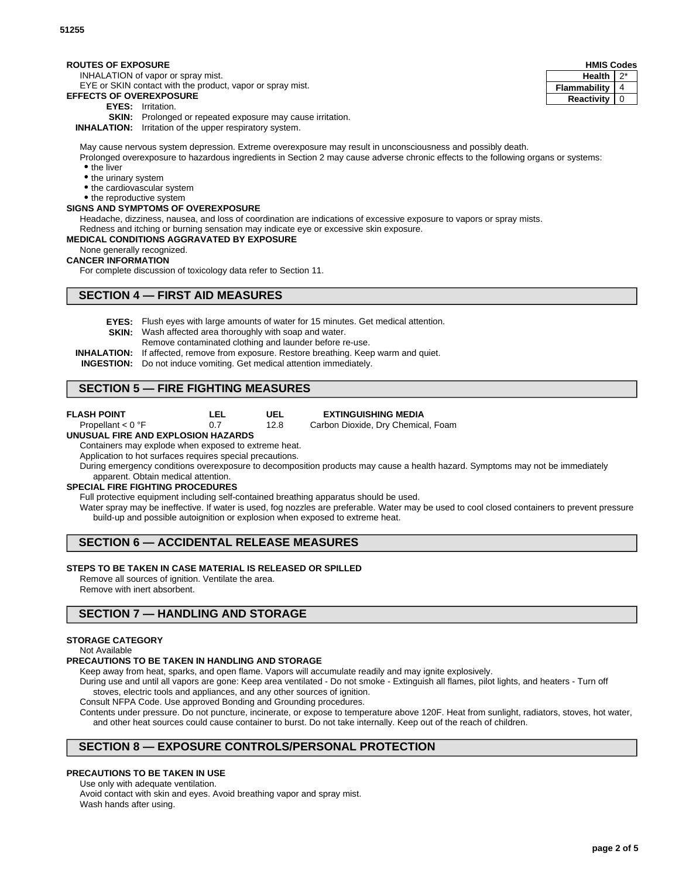51255

**ROUTES OF EXPOSURE**

INHALATION of vapor or spray mist.

EYE or SKIN contact with the product, vapor or spray mist.

| HMIS Codes | |
|---|---|
| Health | 2* |
| Flammability | 4 |
| Reactivity | 0 |

**EFFECTS OF OVEREXPOSURE**

**EYES:** Irritation.

**SKIN:** Prolonged or repeated exposure may cause irritation.

**INHALATION:** Irritation of the upper respiratory system.

May cause nervous system depression. Extreme overexposure may result in unconsciousness and possibly death.

Prolonged overexposure to hazardous ingredients in Section 2 may cause adverse chronic effects to the following organs or systems:

- the liver
- the urinary system
- the cardiovascular system
- the reproductive system

**SIGNS AND SYMPTOMS OF OVEREXPOSURE**

Headache, dizziness, nausea, and loss of coordination are indications of excessive exposure to vapors or spray mists.

Redness and itching or burning sensation may indicate eye or excessive skin exposure.

**MEDICAL CONDITIONS AGGRAVATED BY EXPOSURE**

None generally recognized.

**CANCER INFORMATION**

For complete discussion of toxicology data refer to Section 11.

## SECTION 4 — FIRST AID MEASURES

**EYES:** Flush eyes with large amounts of water for 15 minutes. Get medical attention.

**SKIN:** Wash affected area thoroughly with soap and water.
Remove contaminated clothing and launder before re-use.

**INHALATION:** If affected, remove from exposure. Restore breathing. Keep warm and quiet.

**INGESTION:** Do not induce vomiting. Get medical attention immediately.

## SECTION 5 — FIRE FIGHTING MEASURES

| FLASH POINT | LEL | UEL | EXTINGUISHING MEDIA |
|---|---|---|---|
| Propellant < 0 °F | 0.7 | 12.8 | Carbon Dioxide, Dry Chemical, Foam |

**UNUSUAL FIRE AND EXPLOSION HAZARDS**

Containers may explode when exposed to extreme heat.

Application to hot surfaces requires special precautions.

During emergency conditions overexposure to decomposition products may cause a health hazard. Symptoms may not be immediately apparent. Obtain medical attention.

**SPECIAL FIRE FIGHTING PROCEDURES**

Full protective equipment including self-contained breathing apparatus should be used.

Water spray may be ineffective. If water is used, fog nozzles are preferable. Water may be used to cool closed containers to prevent pressure build-up and possible autoignition or explosion when exposed to extreme heat.

## SECTION 6 — ACCIDENTAL RELEASE MEASURES

**STEPS TO BE TAKEN IN CASE MATERIAL IS RELEASED OR SPILLED**

Remove all sources of ignition. Ventilate the area.

Remove with inert absorbent.

## SECTION 7 — HANDLING AND STORAGE

**STORAGE CATEGORY**

Not Available

**PRECAUTIONS TO BE TAKEN IN HANDLING AND STORAGE**

Keep away from heat, sparks, and open flame. Vapors will accumulate readily and may ignite explosively.

During use and until all vapors are gone: Keep area ventilated - Do not smoke - Extinguish all flames, pilot lights, and heaters - Turn off stoves, electric tools and appliances, and any other sources of ignition.

Consult NFPA Code. Use approved Bonding and Grounding procedures.

Contents under pressure. Do not puncture, incinerate, or expose to temperature above 120F. Heat from sunlight, radiators, stoves, hot water, and other heat sources could cause container to burst. Do not take internally. Keep out of the reach of children.

## SECTION 8 — EXPOSURE CONTROLS/PERSONAL PROTECTION

**PRECAUTIONS TO BE TAKEN IN USE**

Use only with adequate ventilation.

Avoid contact with skin and eyes. Avoid breathing vapor and spray mist.

Wash hands after using.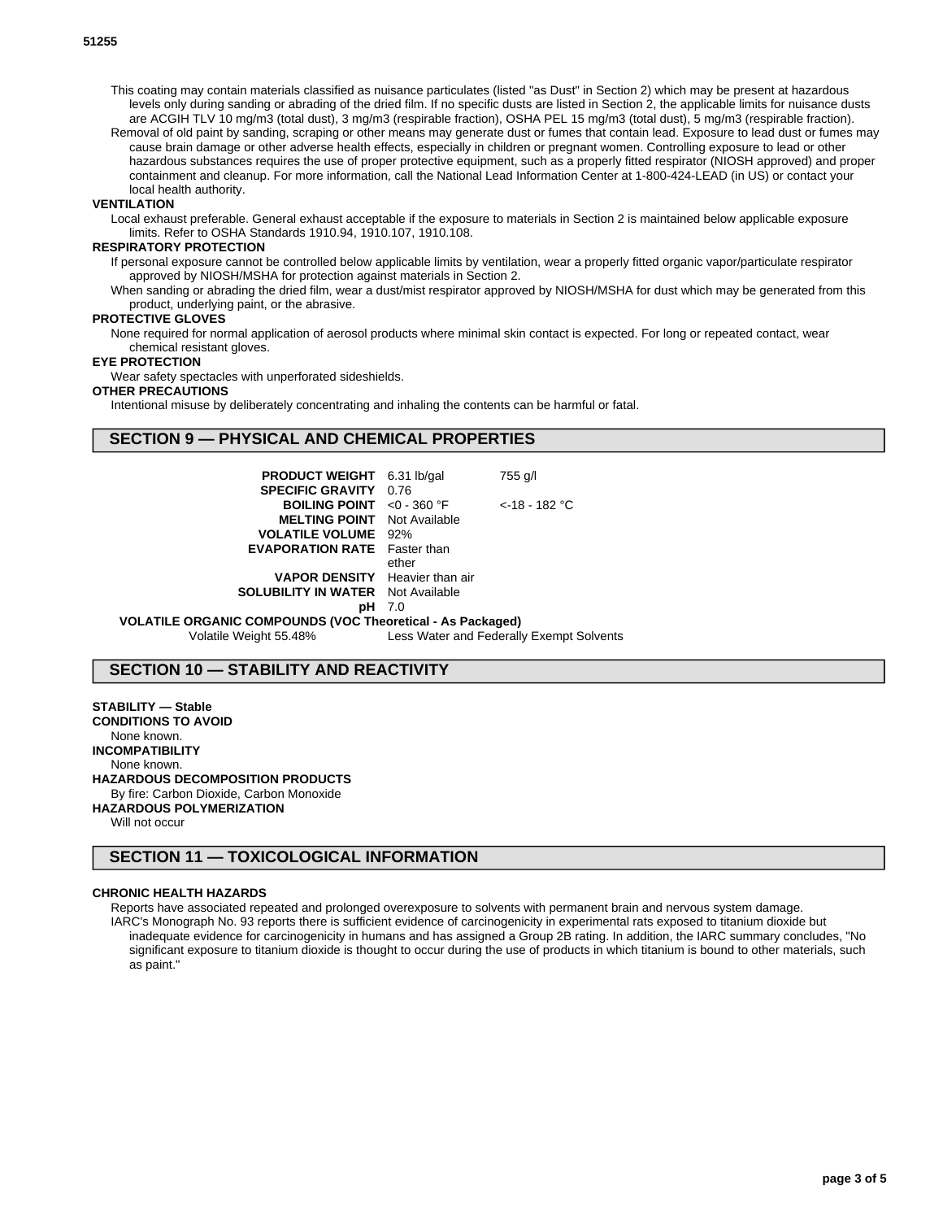This coating may contain materials classified as nuisance particulates (listed "as Dust" in Section 2) which may be present at hazardous levels only during sanding or abrading of the dried film. If no specific dusts are listed in Section 2, the applicable limits for nuisance dusts are ACGIH TLV 10 mg/m3 (total dust), 3 mg/m3 (respirable fraction), OSHA PEL 15 mg/m3 (total dust), 5 mg/m3 (respirable fraction).

Removal of old paint by sanding, scraping or other means may generate dust or fumes that contain lead. Exposure to lead dust or fumes may cause brain damage or other adverse health effects, especially in children or pregnant women. Controlling exposure to lead or other hazardous substances requires the use of proper protective equipment, such as a properly fitted respirator (NIOSH approved) and proper containment and cleanup. For more information, call the National Lead Information Center at 1-800-424-LEAD (in US) or contact your local health authority.

**VENTILATION**

Local exhaust preferable. General exhaust acceptable if the exposure to materials in Section 2 is maintained below applicable exposure limits. Refer to OSHA Standards 1910.94, 1910.107, 1910.108.

**RESPIRATORY PROTECTION**

If personal exposure cannot be controlled below applicable limits by ventilation, wear a properly fitted organic vapor/particulate respirator approved by NIOSH/MSHA for protection against materials in Section 2.

When sanding or abrading the dried film, wear a dust/mist respirator approved by NIOSH/MSHA for dust which may be generated from this product, underlying paint, or the abrasive.

**PROTECTIVE GLOVES**

None required for normal application of aerosol products where minimal skin contact is expected. For long or repeated contact, wear chemical resistant gloves.

**EYE PROTECTION**

Wear safety spectacles with unperforated sideshields.

**OTHER PRECAUTIONS**

Intentional misuse by deliberately concentrating and inhaling the contents can be harmful or fatal.

## SECTION 9 — PHYSICAL AND CHEMICAL PROPERTIES

| | | |
|---|---|---|
| **PRODUCT WEIGHT** | 6.31 lb/gal | 755 g/l |
| **SPECIFIC GRAVITY** | 0.76 | |
| **BOILING POINT** | <0 - 360 °F | <-18 - 182 °C |
| **MELTING POINT** | Not Available | |
| **VOLATILE VOLUME** | 92% | |
| **EVAPORATION RATE** | Faster than ether | |
| **VAPOR DENSITY** | Heavier than air | |
| **SOLUBILITY IN WATER** | Not Available | |
| **pH** | 7.0 | |

**VOLATILE ORGANIC COMPOUNDS (VOC Theoretical - As Packaged)**

Volatile Weight 55.48% Less Water and Federally Exempt Solvents

## SECTION 10 — STABILITY AND REACTIVITY

**STABILITY — Stable**

**CONDITIONS TO AVOID**

None known.

**INCOMPATIBILITY**

None known.

**HAZARDOUS DECOMPOSITION PRODUCTS**

By fire: Carbon Dioxide, Carbon Monoxide

**HAZARDOUS POLYMERIZATION**

Will not occur

## SECTION 11 — TOXICOLOGICAL INFORMATION

**CHRONIC HEALTH HAZARDS**

Reports have associated repeated and prolonged overexposure to solvents with permanent brain and nervous system damage.

IARC's Monograph No. 93 reports there is sufficient evidence of carcinogenicity in experimental rats exposed to titanium dioxide but inadequate evidence for carcinogenicity in humans and has assigned a Group 2B rating. In addition, the IARC summary concludes, "No significant exposure to titanium dioxide is thought to occur during the use of products in which titanium is bound to other materials, such as paint."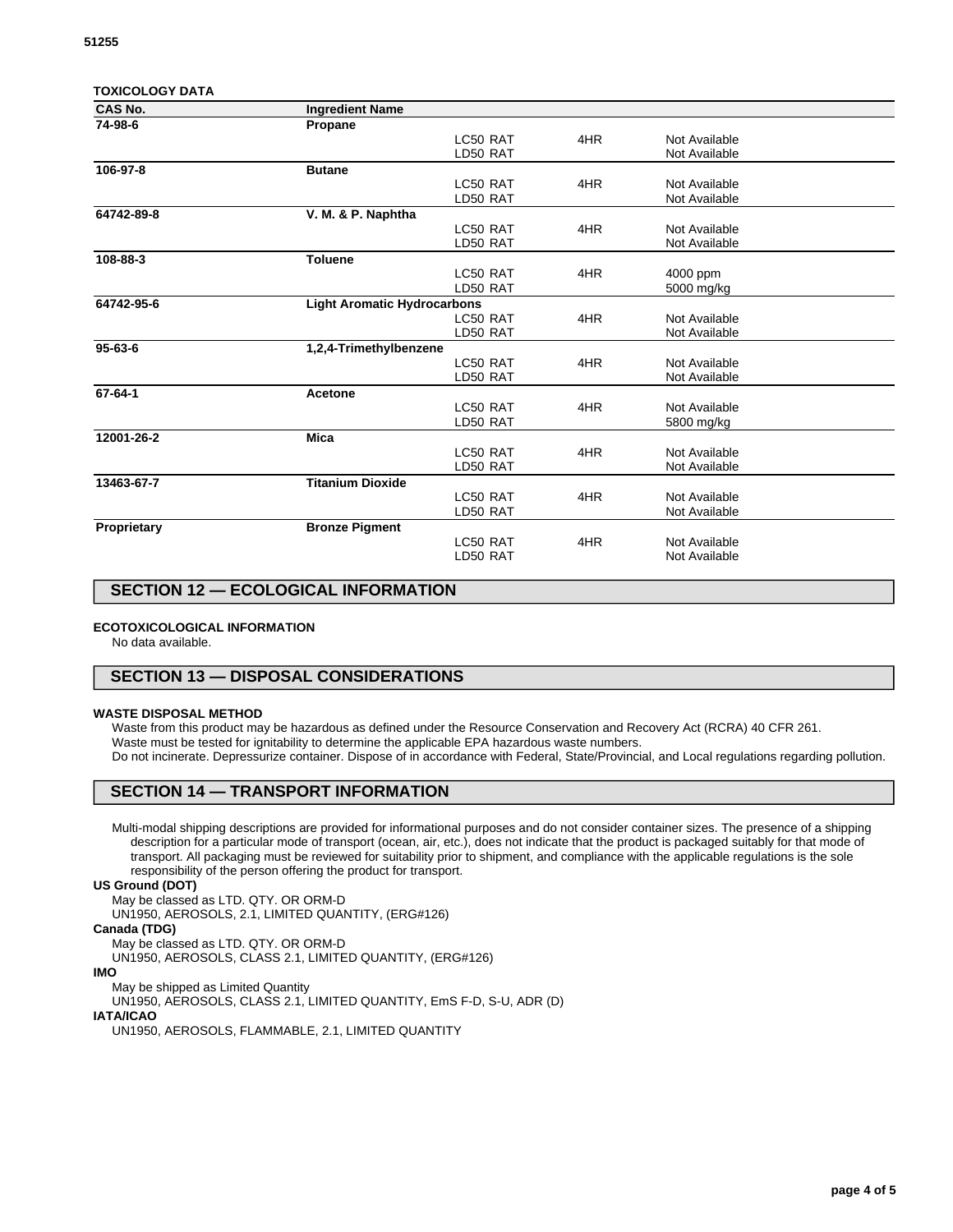**TOXICOLOGY DATA**

| CAS No. | Ingredient Name | | | |
|---|---|---|---|---|
| 74-98-6 | Propane | | | |
| | | LC50 RAT | 4HR | Not Available |
| | | LD50 RAT | | Not Available |
| 106-97-8 | Butane | | | |
| | | LC50 RAT | 4HR | Not Available |
| | | LD50 RAT | | Not Available |
| 64742-89-8 | V. M. & P. Naphtha | | | |
| | | LC50 RAT | 4HR | Not Available |
| | | LD50 RAT | | Not Available |
| 108-88-3 | Toluene | | | |
| | | LC50 RAT | 4HR | 4000 ppm |
| | | LD50 RAT | | 5000 mg/kg |
| 64742-95-6 | Light Aromatic Hydrocarbons | | | |
| | | LC50 RAT | 4HR | Not Available |
| | | LD50 RAT | | Not Available |
| 95-63-6 | 1,2,4-Trimethylbenzene | | | |
| | | LC50 RAT | 4HR | Not Available |
| | | LD50 RAT | | Not Available |
| 67-64-1 | Acetone | | | |
| | | LC50 RAT | 4HR | Not Available |
| | | LD50 RAT | | 5800 mg/kg |
| 12001-26-2 | Mica | | | |
| | | LC50 RAT | 4HR | Not Available |
| | | LD50 RAT | | Not Available |
| 13463-67-7 | Titanium Dioxide | | | |
| | | LC50 RAT | 4HR | Not Available |
| | | LD50 RAT | | Not Available |
| Proprietary | Bronze Pigment | | | |
| | | LC50 RAT | 4HR | Not Available |
| | | LD50 RAT | | Not Available |

## SECTION 12 — ECOLOGICAL INFORMATION

**ECOTOXICOLOGICAL INFORMATION**

No data available.

## SECTION 13 — DISPOSAL CONSIDERATIONS

**WASTE DISPOSAL METHOD**

Waste from this product may be hazardous as defined under the Resource Conservation and Recovery Act (RCRA) 40 CFR 261.
Waste must be tested for ignitability to determine the applicable EPA hazardous waste numbers.
Do not incinerate. Depressurize container. Dispose of in accordance with Federal, State/Provincial, and Local regulations regarding pollution.

## SECTION 14 — TRANSPORT INFORMATION

Multi-modal shipping descriptions are provided for informational purposes and do not consider container sizes. The presence of a shipping description for a particular mode of transport (ocean, air, etc.), does not indicate that the product is packaged suitably for that mode of transport. All packaging must be reviewed for suitability prior to shipment, and compliance with the applicable regulations is the sole responsibility of the person offering the product for transport.

**US Ground (DOT)**

May be classed as LTD. QTY. OR ORM-D
UN1950, AEROSOLS, 2.1, LIMITED QUANTITY, (ERG#126)

**Canada (TDG)**

May be classed as LTD. QTY. OR ORM-D
UN1950, AEROSOLS, CLASS 2.1, LIMITED QUANTITY, (ERG#126)

**IMO**

May be shipped as Limited Quantity
UN1950, AEROSOLS, CLASS 2.1, LIMITED QUANTITY, EmS F-D, S-U, ADR (D)

**IATA/ICAO**

UN1950, AEROSOLS, FLAMMABLE, 2.1, LIMITED QUANTITY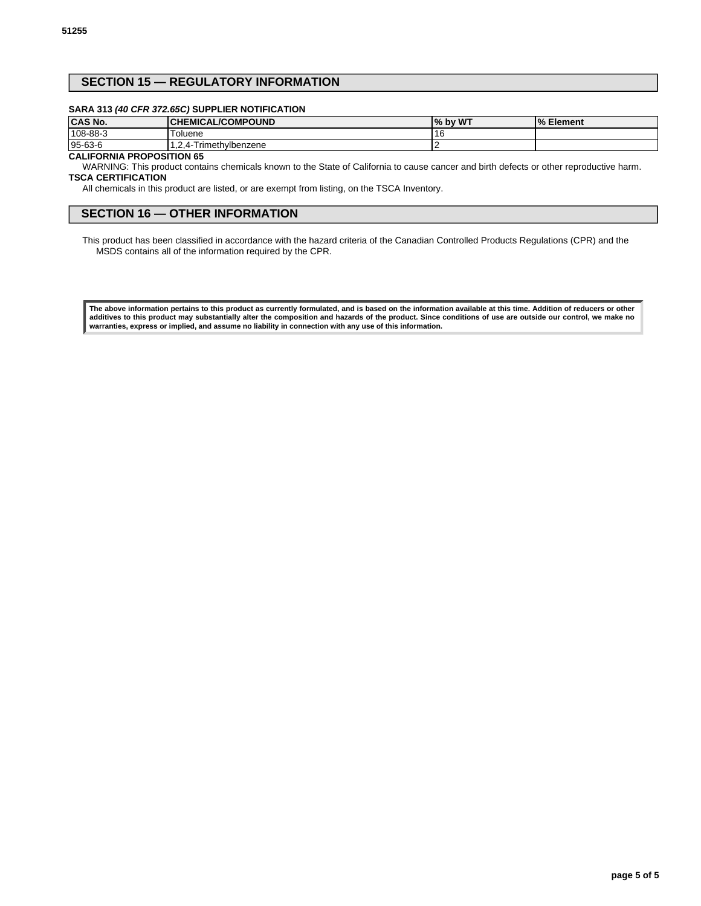## SECTION 15 — REGULATORY INFORMATION

**SARA 313 *(40 CFR 372.65C)* SUPPLIER NOTIFICATION**

| CAS No. | CHEMICAL/COMPOUND | % by WT | % Element |
|---|---|---|---|
| 108-88-3 | Toluene | 16 | |
| 95-63-6 | 1,2,4-Trimethylbenzene | 2 | |

**CALIFORNIA PROPOSITION 65**

WARNING: This product contains chemicals known to the State of California to cause cancer and birth defects or other reproductive harm.

**TSCA CERTIFICATION**

All chemicals in this product are listed, or are exempt from listing, on the TSCA Inventory.

## SECTION 16 — OTHER INFORMATION

This product has been classified in accordance with the hazard criteria of the Canadian Controlled Products Regulations (CPR) and the MSDS contains all of the information required by the CPR.

**The above information pertains to this product as currently formulated, and is based on the information available at this time. Addition of reducers or other additives to this product may substantially alter the composition and hazards of the product. Since conditions of use are outside our control, we make no warranties, express or implied, and assume no liability in connection with any use of this information.**